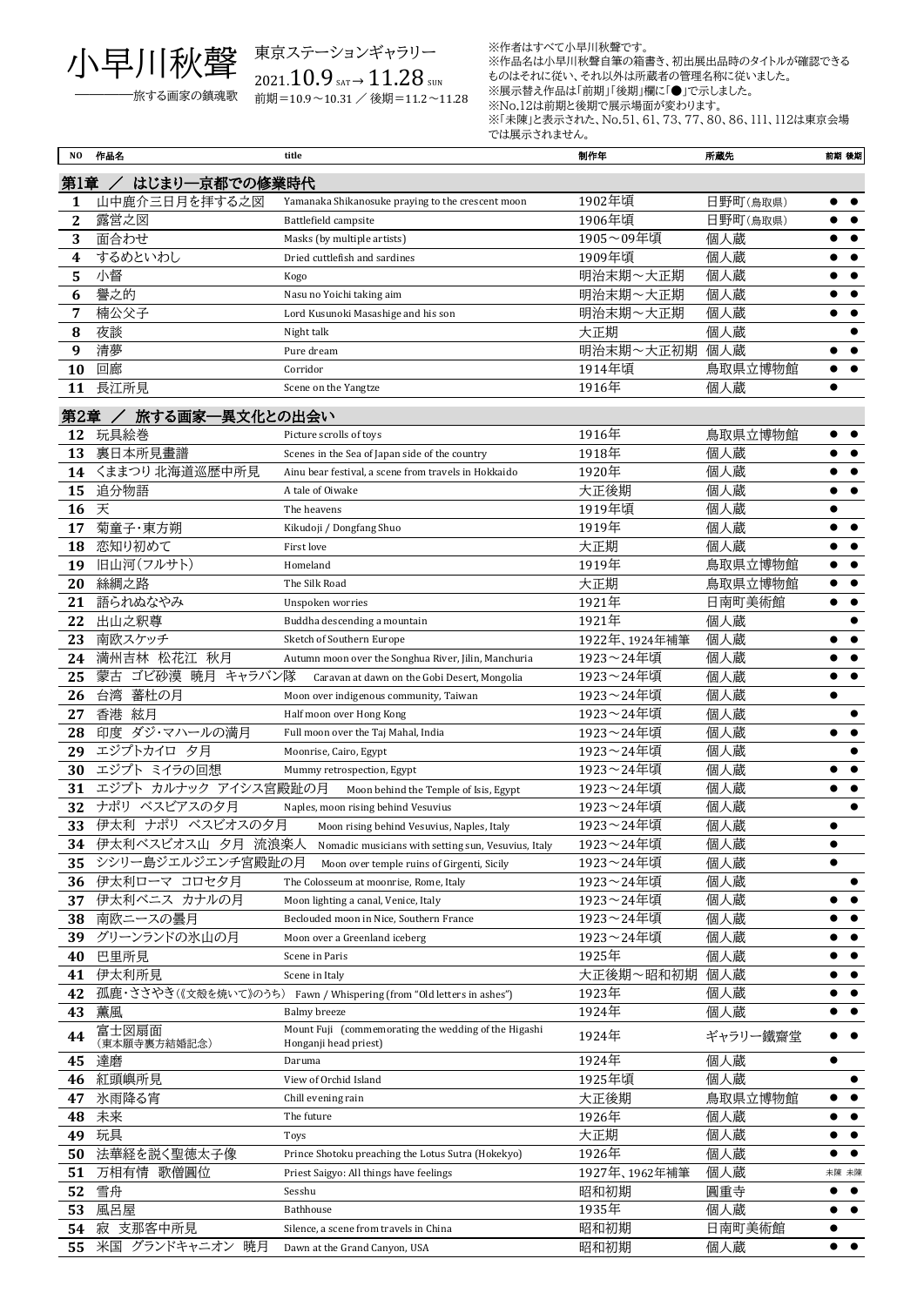# 小早川秋聲

———旅する画家の鎮魂歌

東京ステーションギャラリー
2021.10.9 SAT → 11.28 SUN
前期＝10.9～10.31 ／ 後期＝11.2～11.28

※作者はすべて小早川秋聲です。
※作品名は小早川秋聲自筆の箱書き、初出展出品時のタイトルが確認できるものはそれに従い、それ以外は所蔵者の管理名称に従いました。
※展示替え作品は「前期」「後期」欄に「●」で示しました。
※No.12は前期と後期で展示場面が変わります。
※「未陳」と表示された、No.51、61、73、77、80、86、111、112は東京会場では展示されません。

| NO | 作品名 | title | 制作年 | 所蔵先 | 前期 | 後期 |
|---|---|---|---|---|---|---|
| **第1章 ／ はじまり―京都での修業時代** | | | | | | |
| 1 | 山中鹿介三日月を拝する之図 | Yamanaka Shikanosuke praying to the crescent moon | 1902年頃 | 日野町(鳥取県) | ● | ● |
| 2 | 露営之図 | Battlefield campsite | 1906年頃 | 日野町(鳥取県) | ● | ● |
| 3 | 面合わせ | Masks (by multiple artists) | 1905～09年頃 | 個人蔵 | ● | ● |
| 4 | するめといわし | Dried cuttlefish and sardines | 1909年頃 | 個人蔵 | ● | ● |
| 5 | 小督 | Kogo | 明治末期～大正期 | 個人蔵 | ● | ● |
| 6 | 譽之的 | Nasu no Yoichi taking aim | 明治末期～大正期 | 個人蔵 | ● | ● |
| 7 | 楠公父子 | Lord Kusunoki Masashige and his son | 明治末期～大正期 | 個人蔵 | ● | ● |
| 8 | 夜談 | Night talk | 大正期 | 個人蔵 | | ● |
| 9 | 清夢 | Pure dream | 明治末期～大正初期 | 個人蔵 | ● | ● |
| 10 | 回廊 | Corridor | 1914年頃 | 鳥取県立博物館 | ● | ● |
| 11 | 長江所見 | Scene on the Yangtze | 1916年 | 個人蔵 | ● | |
| **第2章 ／ 旅する画家―異文化との出会い** | | | | | | |
| 12 | 玩具絵巻 | Picture scrolls of toys | 1916年 | 鳥取県立博物館 | ● | ● |
| 13 | 裏日本所見畫譜 | Scenes in the Sea of Japan side of the country | 1918年 | 個人蔵 | ● | ● |
| 14 | くままつり 北海道巡歴中所見 | Ainu bear festival, a scene from travels in Hokkaido | 1920年 | 個人蔵 | ● | ● |
| 15 | 追分物語 | A tale of Oiwake | 大正後期 | 個人蔵 | ● | ● |
| 16 | 天 | The heavens | 1919年頃 | 個人蔵 | ● | |
| 17 | 菊童子・東方朔 | Kikudoji / Dongfang Shuo | 1919年 | 個人蔵 | ● | ● |
| 18 | 恋知り初めて | First love | 大正期 | 個人蔵 | ● | ● |
| 19 | 旧山河(フルサト) | Homeland | 1919年 | 鳥取県立博物館 | ● | ● |
| 20 | 絲綢之路 | The Silk Road | 大正期 | 鳥取県立博物館 | ● | ● |
| 21 | 語られぬなやみ | Unspoken worries | 1921年 | 日南町美術館 | ● | ● |
| 22 | 出山之釈尊 | Buddha descending a mountain | 1921年 | 個人蔵 | | ● |
| 23 | 南欧スケッチ | Sketch of Southern Europe | 1922年、1924年補筆 | 個人蔵 | ● | ● |
| 24 | 満州吉林 松花江 秋月 | Autumn moon over the Songhua River, Jilin, Manchuria | 1923～24年頃 | 個人蔵 | ● | ● |
| 25 | 蒙古 ゴビ砂漠 暁月 キャラバン隊 | Caravan at dawn on the Gobi Desert, Mongolia | 1923～24年頃 | 個人蔵 | ● | ● |
| 26 | 台湾 蕃杜の月 | Moon over indigenous community, Taiwan | 1923～24年頃 | 個人蔵 | ● | |
| 27 | 香港 絃月 | Half moon over Hong Kong | 1923～24年頃 | 個人蔵 | | ● |
| 28 | 印度 ダジ・マハールの満月 | Full moon over the Taj Mahal, India | 1923～24年頃 | 個人蔵 | ● | ● |
| 29 | エジプトカイロ 夕月 | Moonrise, Cairo, Egypt | 1923～24年頃 | 個人蔵 | | ● |
| 30 | エジプト ミイラの回想 | Mummy retrospection, Egypt | 1923～24年頃 | 個人蔵 | ● | ● |
| 31 | エジプト カルナック アイシス宮殿趾の月 | Moon behind the Temple of Isis, Egypt | 1923～24年頃 | 個人蔵 | ● | ● |
| 32 | ナポリ ベスビアスの夕月 | Naples, moon rising behind Vesuvius | 1923～24年頃 | 個人蔵 | | ● |
| 33 | 伊太利 ナポリ ベスビオスの夕月 | Moon rising behind Vesuvius, Naples, Italy | 1923～24年頃 | 個人蔵 | ● | |
| 34 | 伊太利ベスビオス山 夕月 流浪楽人 | Nomadic musicians with setting sun, Vesuvius, Italy | 1923～24年頃 | 個人蔵 | ● | |
| 35 | シシリー島ジエルジエンチ宮殿趾の月 | Moon over temple ruins of Girgenti, Sicily | 1923～24年頃 | 個人蔵 | ● | |
| 36 | 伊太利ローマ コロセタ月 | The Colosseum at moonrise, Rome, Italy | 1923～24年頃 | 個人蔵 | | ● |
| 37 | 伊太利ベニス カナルの月 | Moon lighting a canal, Venice, Italy | 1923～24年頃 | 個人蔵 | ● | ● |
| 38 | 南欧ニースの曇月 | Beclouded moon in Nice, Southern France | 1923～24年頃 | 個人蔵 | ● | ● |
| 39 | グリーンランドの氷山の月 | Moon over a Greenland iceberg | 1923～24年頃 | 個人蔵 | ● | ● |
| 40 | 巴里所見 | Scene in Paris | 1925年 | 個人蔵 | ● | ● |
| 41 | 伊太利所見 | Scene in Italy | 大正後期～昭和初期 | 個人蔵 | ● | ● |
| 42 | 孤鹿・ささやき(《文殻を焼いて》のうち) | Fawn / Whispering (from "Old letters in ashes") | 1923年 | 個人蔵 | ● | ● |
| 43 | 薫風 | Balmy breeze | 1924年 | 個人蔵 | ● | ● |
| 44 | 富士図扇面 (東本願寺裏方結婚記念) | Mount Fuji (commemorating the wedding of the Higashi Honganji head priest) | 1924年 | ギャラリー鐵齋堂 | ● | ● |
| 45 | 達磨 | Daruma | 1924年 | 個人蔵 | ● | |
| 46 | 紅頭嶼所見 | View of Orchid Island | 1925年頃 | 個人蔵 | | ● |
| 47 | 氷雨降る宵 | Chill evening rain | 大正後期 | 鳥取県立博物館 | ● | ● |
| 48 | 未来 | The future | 1926年 | 個人蔵 | ● | ● |
| 49 | 玩具 | Toys | 大正期 | 個人蔵 | ● | ● |
| 50 | 法華経を説く聖徳太子像 | Prince Shotoku preaching the Lotus Sutra (Hokekyo) | 1926年 | 個人蔵 | ● | ● |
| 51 | 万相有情 歌僧圓位 | Priest Saigyo: All things have feelings | 1927年、1962年補筆 | 個人蔵 | 未陳 | 未陳 |
| 52 | 雪舟 | Sesshu | 昭和初期 | 圓重寺 | ● | ● |
| 53 | 風呂屋 | Bathhouse | 1935年 | 個人蔵 | ● | ● |
| 54 | 寂 支那客中所見 | Silence, a scene from travels in China | 昭和初期 | 日南町美術館 | ● | |
| 55 | 米国 グランドキャニオン 暁月 | Dawn at the Grand Canyon, USA | 昭和初期 | 個人蔵 | ● | ● |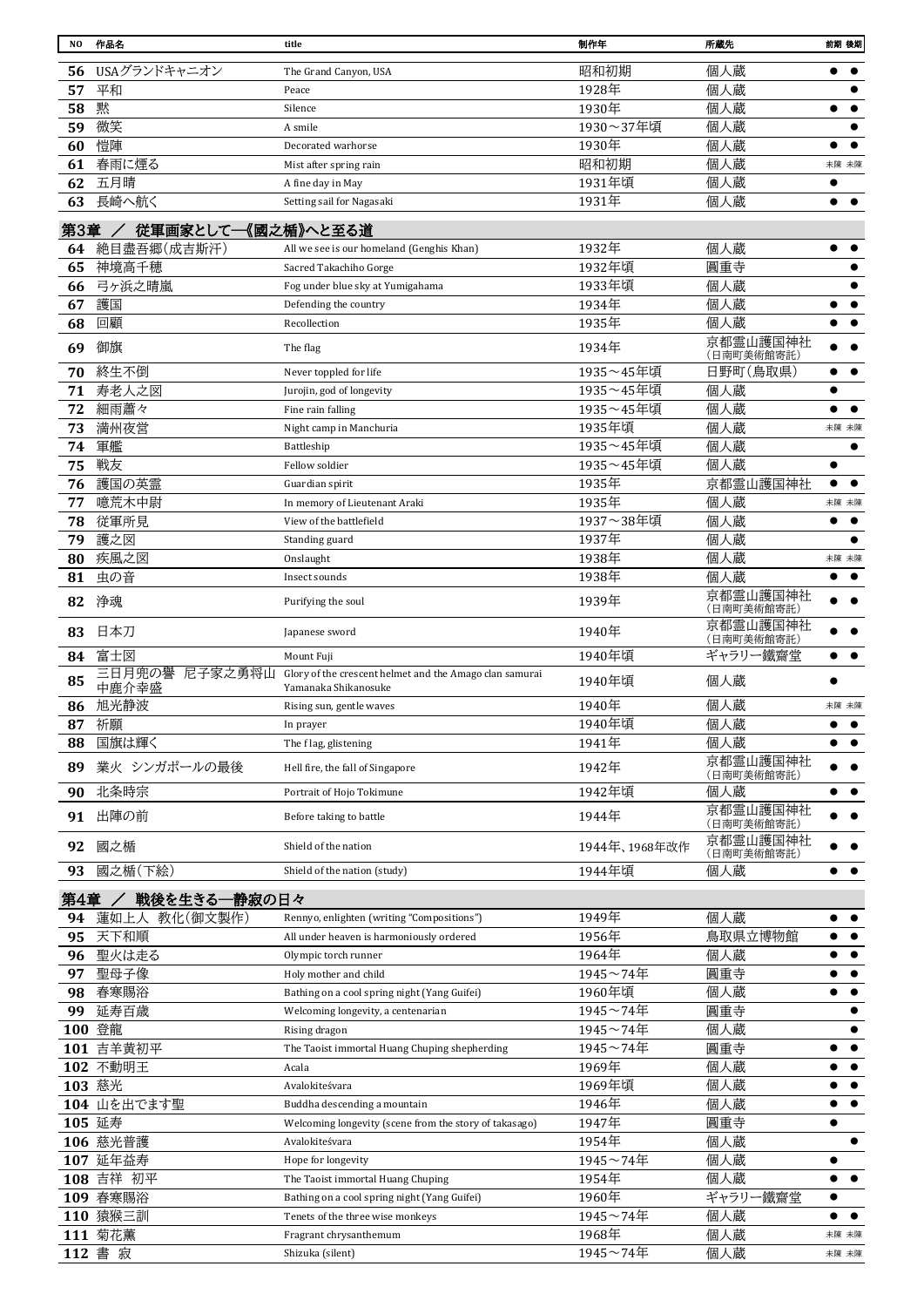| NO | 作品名 | title | 制作年 | 所蔵先 | 前期 | 後期 |
|---|---|---|---|---|---|---|
| 56 | USAグランドキャニオン | The Grand Canyon, USA | 昭和初期 | 個人蔵 | ● | ● |
| 57 | 平和 | Peace | 1928年 | 個人蔵 | | ● |
| 58 | 黙 | Silence | 1930年 | 個人蔵 | ● | ● |
| 59 | 微笑 | A smile | 1930～37年頃 | 個人蔵 | | ● |
| 60 | 愷陣 | Decorated warhorse | 1930年 | 個人蔵 | ● | ● |
| 61 | 春雨に煙る | Mist after spring rain | 昭和初期 | 個人蔵 | 未陳 | 未陳 |
| 62 | 五月晴 | A fine day in May | 1931年頃 | 個人蔵 | ● | |
| 63 | 長崎へ航く | Setting sail for Nagasaki | 1931年 | 個人蔵 | ● | ● |
| **第3章 ／ 従軍画家として―《國之楯》へと至る道** | | | | | | |
| 64 | 絶目盡吾郷(成吉斯汗) | All we see is our homeland (Genghis Khan) | 1932年 | 個人蔵 | ● | ● |
| 65 | 神境高千穂 | Sacred Takachiho Gorge | 1932年頃 | 圓重寺 | | ● |
| 66 | 弓ヶ浜之晴嵐 | Fog under blue sky at Yumigahama | 1933年頃 | 個人蔵 | | ● |
| 67 | 護国 | Defending the country | 1934年 | 個人蔵 | ● | ● |
| 68 | 回顧 | Recollection | 1935年 | 個人蔵 | ● | ● |
| 69 | 御旗 | The flag | 1934年 | 京都霊山護国神社(日南町美術館寄託) | ● | ● |
| 70 | 終生不倒 | Never toppled for life | 1935～45年頃 | 日野町(鳥取県) | ● | ● |
| 71 | 寿老人之図 | Jurojin, god of longevity | 1935～45年頃 | 個人蔵 | ● | |
| 72 | 細雨蕭々 | Fine rain falling | 1935～45年頃 | 個人蔵 | ● | ● |
| 73 | 満州夜営 | Night camp in Manchuria | 1935年頃 | 個人蔵 | 未陳 | 未陳 |
| 74 | 軍艦 | Battleship | 1935～45年頃 | 個人蔵 | | ● |
| 75 | 戦友 | Fellow soldier | 1935～45年頃 | 個人蔵 | ● | |
| 76 | 護国の英霊 | Guardian spirit | 1935年 | 京都霊山護国神社 | ● | ● |
| 77 | 噫荒木中尉 | In memory of Lieutenant Araki | 1935年 | 個人蔵 | 未陳 | 未陳 |
| 78 | 従軍所見 | View of the battlefield | 1937～38年頃 | 個人蔵 | ● | ● |
| 79 | 護之図 | Standing guard | 1937年 | 個人蔵 | | ● |
| 80 | 疾風之図 | Onslaught | 1938年 | 個人蔵 | 未陳 | 未陳 |
| 81 | 虫の音 | Insect sounds | 1938年 | 個人蔵 | ● | ● |
| 82 | 浄魂 | Purifying the soul | 1939年 | 京都霊山護国神社(日南町美術館寄託) | ● | ● |
| 83 | 日本刀 | Japanese sword | 1940年 | 京都霊山護国神社(日南町美術館寄託) | ● | ● |
| 84 | 富士図 | Mount Fuji | 1940年頃 | ギャラリー鐵齋堂 | ● | ● |
| 85 | 三日月兜の譽 尼子家之勇将山中鹿介幸盛 | Glory of the crescent helmet and the Amago clan samurai Yamanaka Shikanosuke | 1940年頃 | 個人蔵 | ● | |
| 86 | 旭光静波 | Rising sun, gentle waves | 1940年 | 個人蔵 | 未陳 | 未陳 |
| 87 | 祈願 | In prayer | 1940年頃 | 個人蔵 | ● | ● |
| 88 | 国旗は輝く | The flag, glistening | 1941年 | 個人蔵 | ● | ● |
| 89 | 業火 シンガポールの最後 | Hell fire, the fall of Singapore | 1942年 | 京都霊山護国神社(日南町美術館寄託) | ● | ● |
| 90 | 北条時宗 | Portrait of Hojo Tokimune | 1942年頃 | 個人蔵 | ● | ● |
| 91 | 出陣の前 | Before taking to battle | 1944年 | 京都霊山護国神社(日南町美術館寄託) | ● | ● |
| 92 | 國之楯 | Shield of the nation | 1944年、1968年改作 | 京都霊山護国神社(日南町美術館寄託) | ● | ● |
| 93 | 國之楯(下絵) | Shield of the nation (study) | 1944年頃 | 個人蔵 | ● | ● |
| **第4章 ／ 戦後を生きる―静寂の日々** | | | | | | |
| 94 | 蓮如上人 教化(御文製作) | Rennyo, enlighten (writing "Compositions") | 1949年 | 個人蔵 | ● | ● |
| 95 | 天下和順 | All under heaven is harmoniously ordered | 1956年 | 鳥取県立博物館 | ● | ● |
| 96 | 聖火は走る | Olympic torch runner | 1964年 | 個人蔵 | ● | ● |
| 97 | 聖母子像 | Holy mother and child | 1945～74年 | 圓重寺 | ● | ● |
| 98 | 春寒賜浴 | Bathing on a cool spring night (Yang Guifei) | 1960年頃 | 個人蔵 | ● | ● |
| 99 | 延寿百歳 | Welcoming longevity, a centenarian | 1945～74年 | 圓重寺 | | ● |
| 100 | 登龍 | Rising dragon | 1945～74年 | 個人蔵 | | ● |
| 101 | 吉羊黄初平 | The Taoist immortal Huang Chuping shepherding | 1945～74年 | 圓重寺 | ● | ● |
| 102 | 不動明王 | Acala | 1969年 | 個人蔵 | ● | ● |
| 103 | 慈光 | Avalokiteśvara | 1969年頃 | 個人蔵 | ● | ● |
| 104 | 山を出でます聖 | Buddha descending a mountain | 1946年 | 個人蔵 | ● | ● |
| 105 | 延寿 | Welcoming longevity (scene from the story of takasago) | 1947年 | 圓重寺 | ● | |
| 106 | 慈光普護 | Avalokiteśvara | 1954年 | 個人蔵 | | ● |
| 107 | 延年益寿 | Hope for longevity | 1945～74年 | 個人蔵 | ● | |
| 108 | 吉祥 初平 | The Taoist immortal Huang Chuping | 1954年 | 個人蔵 | ● | ● |
| 109 | 春寒賜浴 | Bathing on a cool spring night (Yang Guifei) | 1960年 | ギャラリー鐵齋堂 | ● | |
| 110 | 猿猴三訓 | Tenets of the three wise monkeys | 1945～74年 | 個人蔵 | ● | ● |
| 111 | 菊花薫 | Fragrant chrysanthemum | 1968年 | 個人蔵 | 未陳 | 未陳 |
| 112 | 書 寂 | Shizuka (silent) | 1945～74年 | 個人蔵 | 未陳 | 未陳 |